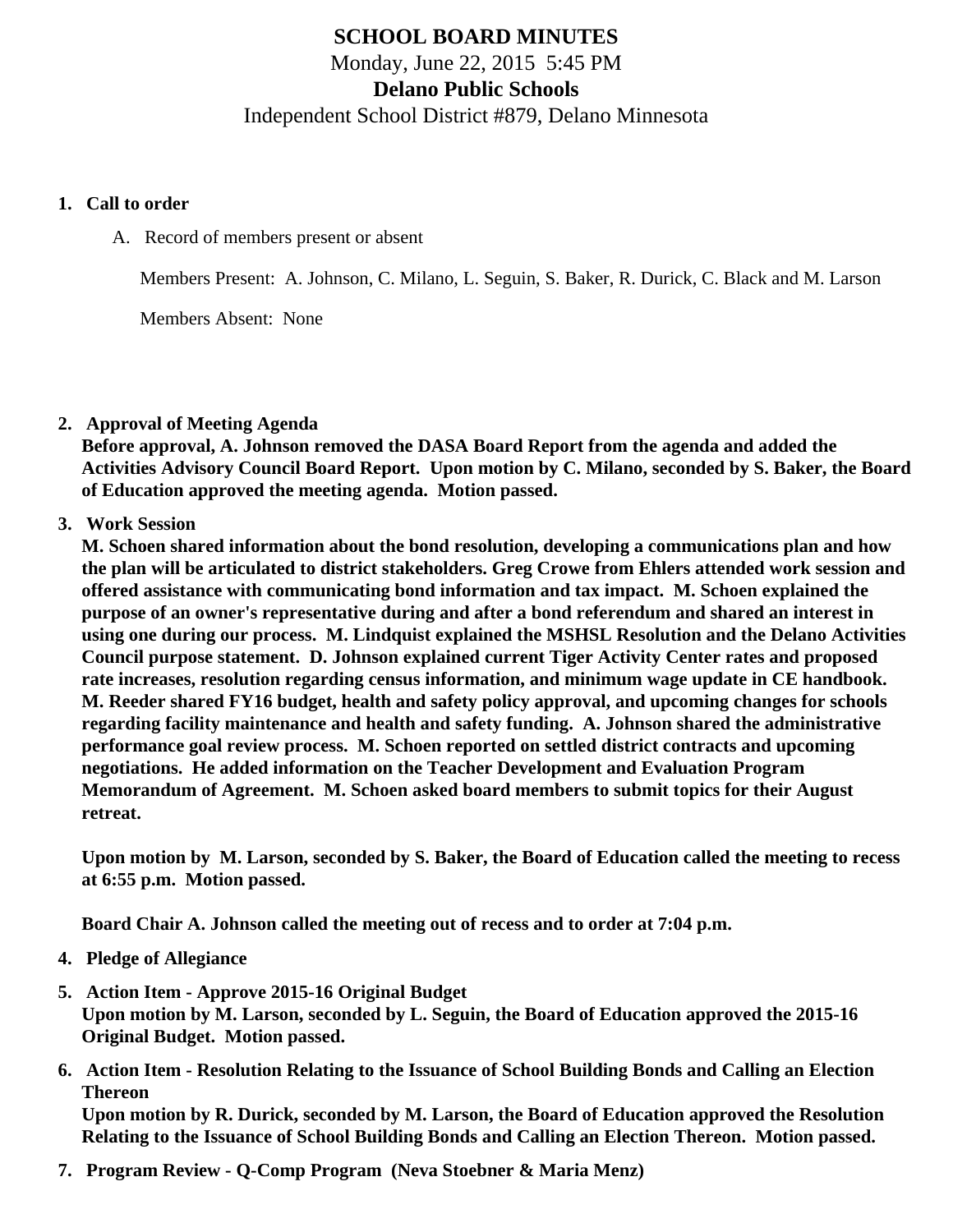# SCHOOL BOARD MINUTES

Monday, June 22, 2015 5:45 PM

**Delano Public Schools**

Independent School District #879, Delano Minnesota

1. **Call to order**

   A. Record of members present or absent

      Members Present: A. Johnson, C. Milano, L. Seguin, S. Baker, R. Durick, C. Black and M. Larson

      Members Absent: None

2. **Approval of Meeting Agenda**
   **Before approval, A. Johnson removed the DASA Board Report from the agenda and added the Activities Advisory Council Board Report. Upon motion by C. Milano, seconded by S. Baker, the Board of Education approved the meeting agenda. Motion passed.**

3. **Work Session**
   **M. Schoen shared information about the bond resolution, developing a communications plan and how the plan will be articulated to district stakeholders. Greg Crowe from Ehlers attended work session and offered assistance with communicating bond information and tax impact. M. Schoen explained the purpose of an owner's representative during and after a bond referendum and shared an interest in using one during our process. M. Lindquist explained the MSHSL Resolution and the Delano Activities Council purpose statement. D. Johnson explained current Tiger Activity Center rates and proposed rate increases, resolution regarding census information, and minimum wage update in CE handbook. M. Reeder shared FY16 budget, health and safety policy approval, and upcoming changes for schools regarding facility maintenance and health and safety funding. A. Johnson shared the administrative performance goal review process. M. Schoen reported on settled district contracts and upcoming negotiations. He added information on the Teacher Development and Evaluation Program Memorandum of Agreement. M. Schoen asked board members to submit topics for their August retreat.**

   **Upon motion by M. Larson, seconded by S. Baker, the Board of Education called the meeting to recess at 6:55 p.m. Motion passed.**

   **Board Chair A. Johnson called the meeting out of recess and to order at 7:04 p.m.**

4. **Pledge of Allegiance**

5. **Action Item - Approve 2015-16 Original Budget**
   **Upon motion by M. Larson, seconded by L. Seguin, the Board of Education approved the 2015-16 Original Budget. Motion passed.**

6. **Action Item - Resolution Relating to the Issuance of School Building Bonds and Calling an Election Thereon**
   **Upon motion by R. Durick, seconded by M. Larson, the Board of Education approved the Resolution Relating to the Issuance of School Building Bonds and Calling an Election Thereon. Motion passed.**

7. **Program Review - Q-Comp Program (Neva Stoebner & Maria Menz)**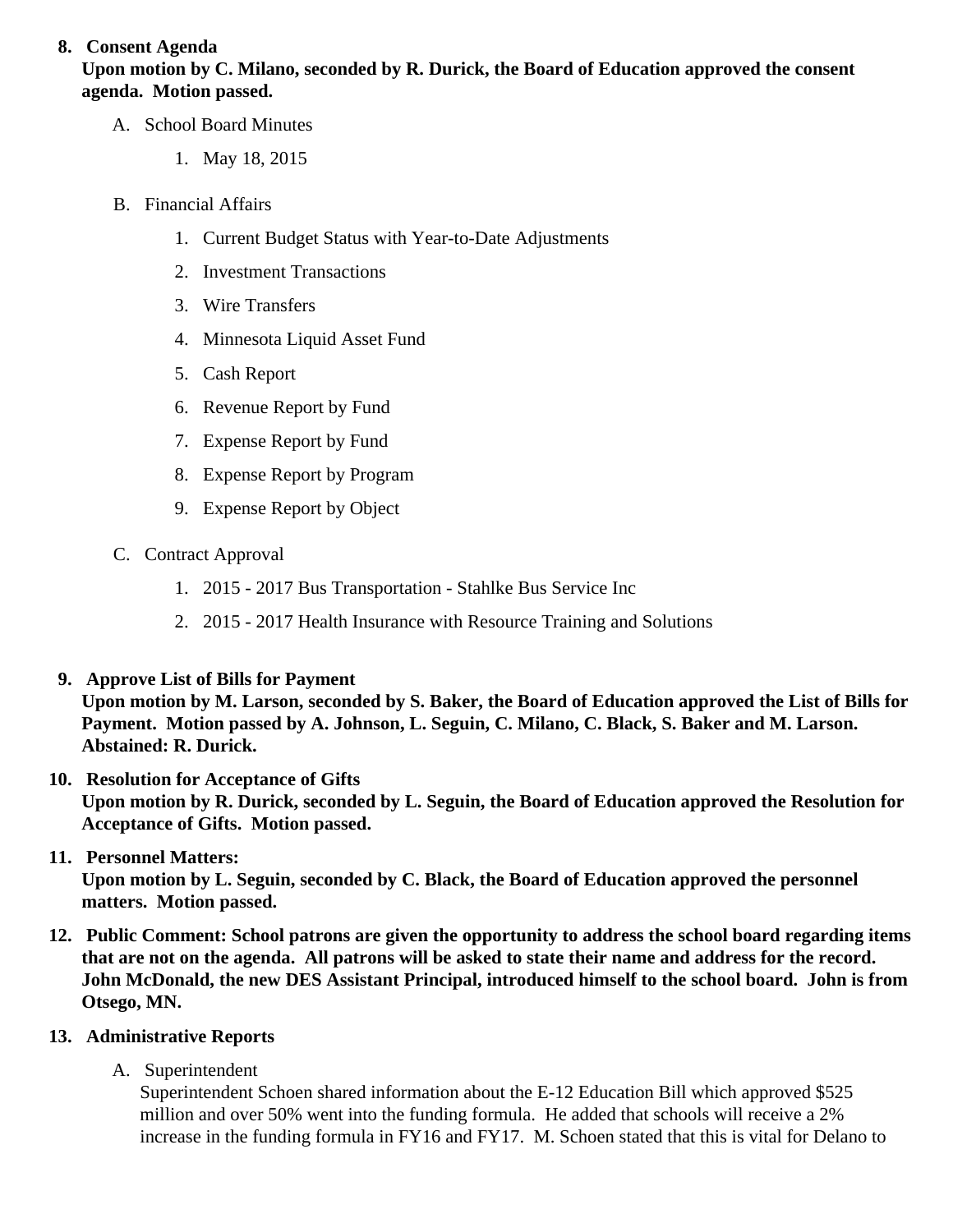8. **Consent Agenda**
   **Upon motion by C. Milano, seconded by R. Durick, the Board of Education approved the consent agenda. Motion passed.**

   A. School Board Minutes

      1. May 18, 2015

   B. Financial Affairs

      1. Current Budget Status with Year-to-Date Adjustments
      2. Investment Transactions
      3. Wire Transfers
      4. Minnesota Liquid Asset Fund
      5. Cash Report
      6. Revenue Report by Fund
      7. Expense Report by Fund
      8. Expense Report by Program
      9. Expense Report by Object

   C. Contract Approval

      1. 2015 - 2017 Bus Transportation - Stahlke Bus Service Inc
      2. 2015 - 2017 Health Insurance with Resource Training and Solutions

9. **Approve List of Bills for Payment**
   **Upon motion by M. Larson, seconded by S. Baker, the Board of Education approved the List of Bills for Payment. Motion passed by A. Johnson, L. Seguin, C. Milano, C. Black, S. Baker and M. Larson. Abstained: R. Durick.**

10. **Resolution for Acceptance of Gifts**
    **Upon motion by R. Durick, seconded by L. Seguin, the Board of Education approved the Resolution for Acceptance of Gifts. Motion passed.**

11. **Personnel Matters:**
    **Upon motion by L. Seguin, seconded by C. Black, the Board of Education approved the personnel matters. Motion passed.**

12. **Public Comment: School patrons are given the opportunity to address the school board regarding items that are not on the agenda. All patrons will be asked to state their name and address for the record. John McDonald, the new DES Assistant Principal, introduced himself to the school board. John is from Otsego, MN.**

13. **Administrative Reports**

    A. Superintendent
       Superintendent Schoen shared information about the E-12 Education Bill which approved $525 million and over 50% went into the funding formula. He added that schools will receive a 2% increase in the funding formula in FY16 and FY17. M. Schoen stated that this is vital for Delano to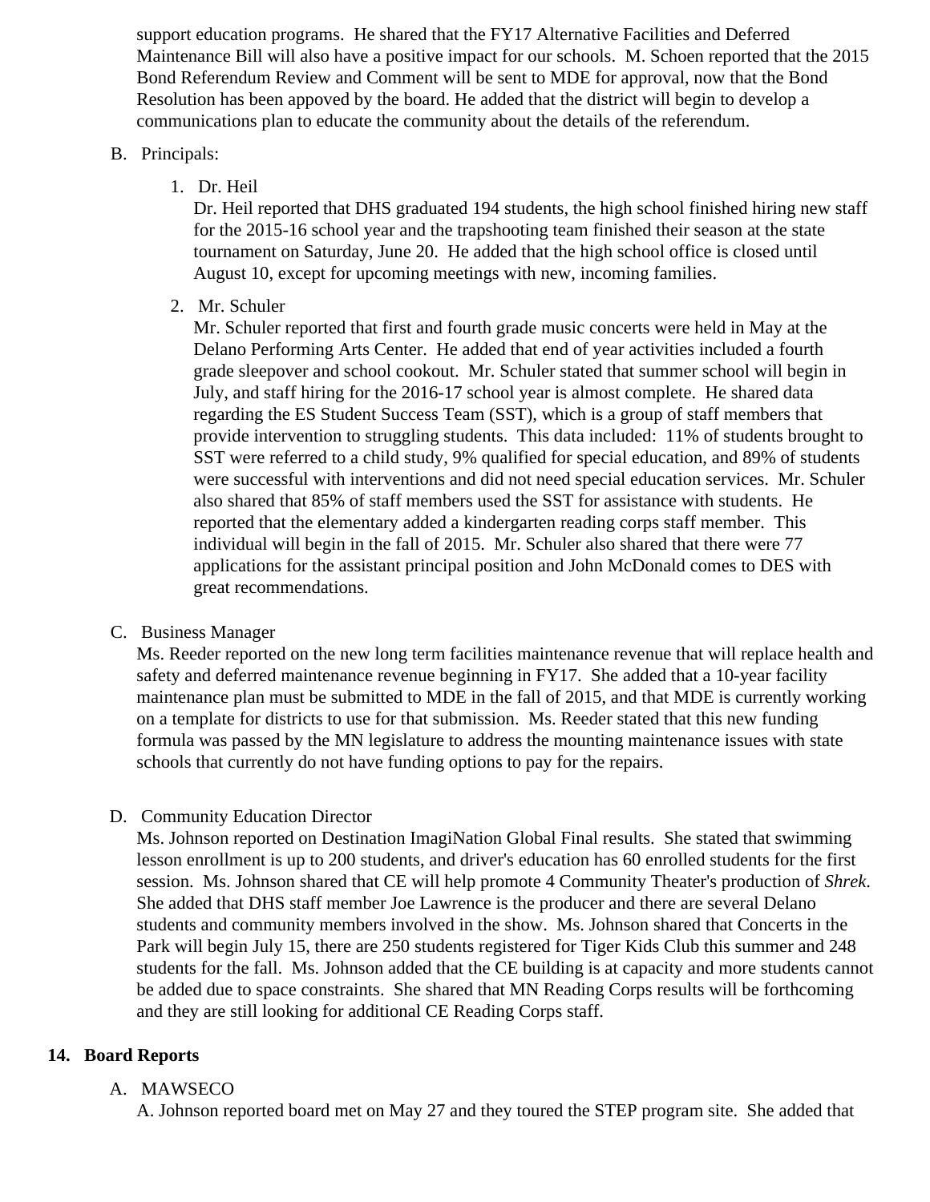support education programs. He shared that the FY17 Alternative Facilities and Deferred Maintenance Bill will also have a positive impact for our schools. M. Schoen reported that the 2015 Bond Referendum Review and Comment will be sent to MDE for approval, now that the Bond Resolution has been appoved by the board. He added that the district will begin to develop a communications plan to educate the community about the details of the referendum.

B. Principals:

1. Dr. Heil

   Dr. Heil reported that DHS graduated 194 students, the high school finished hiring new staff for the 2015-16 school year and the trapshooting team finished their season at the state tournament on Saturday, June 20. He added that the high school office is closed until August 10, except for upcoming meetings with new, incoming families.

2. Mr. Schuler

   Mr. Schuler reported that first and fourth grade music concerts were held in May at the Delano Performing Arts Center. He added that end of year activities included a fourth grade sleepover and school cookout. Mr. Schuler stated that summer school will begin in July, and staff hiring for the 2016-17 school year is almost complete. He shared data regarding the ES Student Success Team (SST), which is a group of staff members that provide intervention to struggling students. This data included: 11% of students brought to SST were referred to a child study, 9% qualified for special education, and 89% of students were successful with interventions and did not need special education services. Mr. Schuler also shared that 85% of staff members used the SST for assistance with students. He reported that the elementary added a kindergarten reading corps staff member. This individual will begin in the fall of 2015. Mr. Schuler also shared that there were 77 applications for the assistant principal position and John McDonald comes to DES with great recommendations.

C. Business Manager

Ms. Reeder reported on the new long term facilities maintenance revenue that will replace health and safety and deferred maintenance revenue beginning in FY17. She added that a 10-year facility maintenance plan must be submitted to MDE in the fall of 2015, and that MDE is currently working on a template for districts to use for that submission. Ms. Reeder stated that this new funding formula was passed by the MN legislature to address the mounting maintenance issues with state schools that currently do not have funding options to pay for the repairs.

D. Community Education Director

Ms. Johnson reported on Destination ImagiNation Global Final results. She stated that swimming lesson enrollment is up to 200 students, and driver's education has 60 enrolled students for the first session. Ms. Johnson shared that CE will help promote 4 Community Theater's production of *Shrek*. She added that DHS staff member Joe Lawrence is the producer and there are several Delano students and community members involved in the show. Ms. Johnson shared that Concerts in the Park will begin July 15, there are 250 students registered for Tiger Kids Club this summer and 248 students for the fall. Ms. Johnson added that the CE building is at capacity and more students cannot be added due to space constraints. She shared that MN Reading Corps results will be forthcoming and they are still looking for additional CE Reading Corps staff.

## 14. Board Reports

A. MAWSECO

A. Johnson reported board met on May 27 and they toured the STEP program site. She added that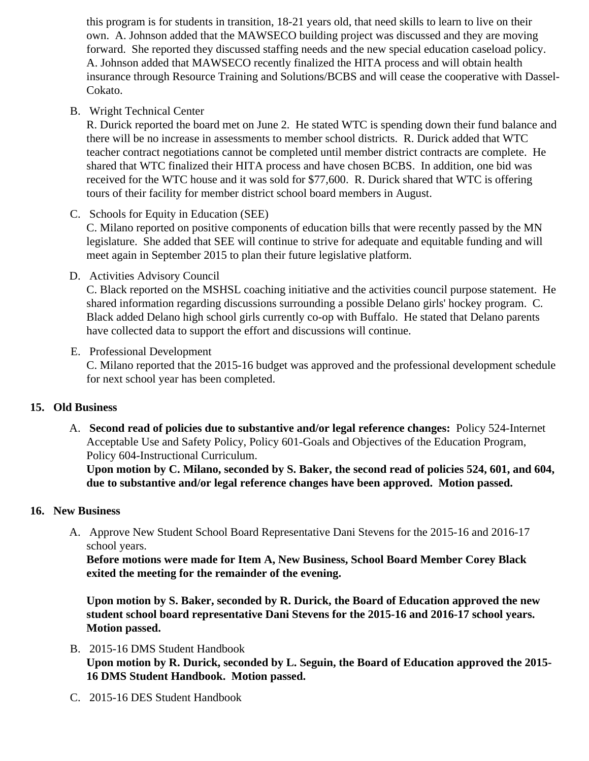this program is for students in transition, 18-21 years old, that need skills to learn to live on their own. A. Johnson added that the MAWSECO building project was discussed and they are moving forward. She reported they discussed staffing needs and the new special education caseload policy. A. Johnson added that MAWSECO recently finalized the HITA process and will obtain health insurance through Resource Training and Solutions/BCBS and will cease the cooperative with Dassel-Cokato.

B. Wright Technical Center
R. Durick reported the board met on June 2. He stated WTC is spending down their fund balance and there will be no increase in assessments to member school districts. R. Durick added that WTC teacher contract negotiations cannot be completed until member district contracts are complete. He shared that WTC finalized their HITA process and have chosen BCBS. In addition, one bid was received for the WTC house and it was sold for $77,600. R. Durick shared that WTC is offering tours of their facility for member district school board members in August.

C. Schools for Equity in Education (SEE)
C. Milano reported on positive components of education bills that were recently passed by the MN legislature. She added that SEE will continue to strive for adequate and equitable funding and will meet again in September 2015 to plan their future legislative platform.

D. Activities Advisory Council
C. Black reported on the MSHSL coaching initiative and the activities council purpose statement. He shared information regarding discussions surrounding a possible Delano girls' hockey program. C. Black added Delano high school girls currently co-op with Buffalo. He stated that Delano parents have collected data to support the effort and discussions will continue.

E. Professional Development
C. Milano reported that the 2015-16 budget was approved and the professional development schedule for next school year has been completed.

## 15. Old Business

A. **Second read of policies due to substantive and/or legal reference changes:** Policy 524-Internet Acceptable Use and Safety Policy, Policy 601-Goals and Objectives of the Education Program, Policy 604-Instructional Curriculum.
**Upon motion by C. Milano, seconded by S. Baker, the second read of policies 524, 601, and 604, due to substantive and/or legal reference changes have been approved. Motion passed.**

## 16. New Business

A. Approve New Student School Board Representative Dani Stevens for the 2015-16 and 2016-17 school years.
**Before motions were made for Item A, New Business, School Board Member Corey Black exited the meeting for the remainder of the evening.**

**Upon motion by S. Baker, seconded by R. Durick, the Board of Education approved the new student school board representative Dani Stevens for the 2015-16 and 2016-17 school years. Motion passed.**

B. 2015-16 DMS Student Handbook
**Upon motion by R. Durick, seconded by L. Seguin, the Board of Education approved the 2015-16 DMS Student Handbook. Motion passed.**

C. 2015-16 DES Student Handbook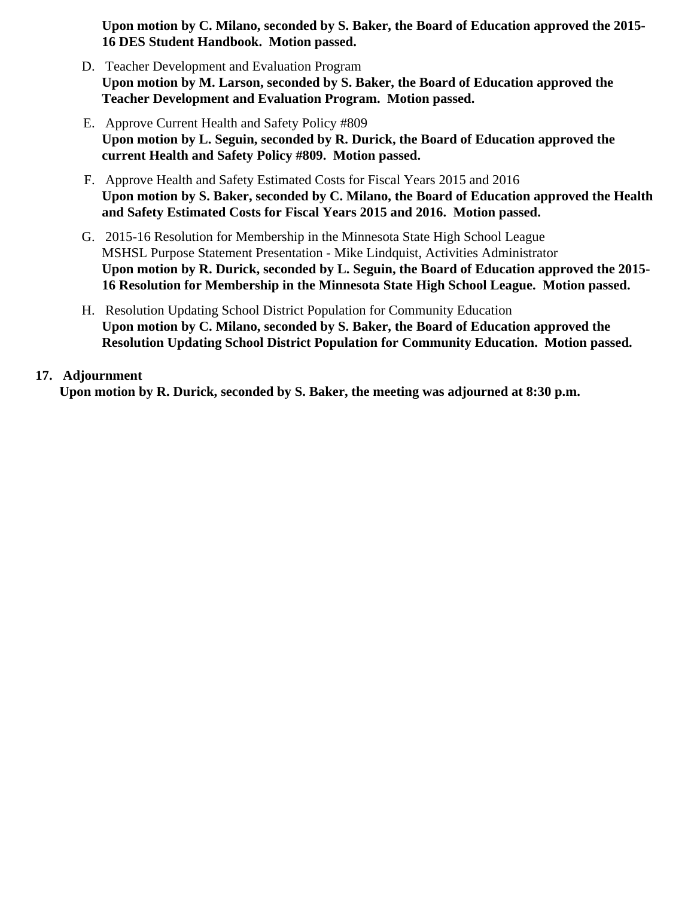**Upon motion by C. Milano, seconded by S. Baker, the Board of Education approved the 2015-16 DES Student Handbook. Motion passed.**

D. Teacher Development and Evaluation Program
**Upon motion by M. Larson, seconded by S. Baker, the Board of Education approved the Teacher Development and Evaluation Program. Motion passed.**

E. Approve Current Health and Safety Policy #809
**Upon motion by L. Seguin, seconded by R. Durick, the Board of Education approved the current Health and Safety Policy #809. Motion passed.**

F. Approve Health and Safety Estimated Costs for Fiscal Years 2015 and 2016
**Upon motion by S. Baker, seconded by C. Milano, the Board of Education approved the Health and Safety Estimated Costs for Fiscal Years 2015 and 2016. Motion passed.**

G. 2015-16 Resolution for Membership in the Minnesota State High School League
MSHSL Purpose Statement Presentation - Mike Lindquist, Activities Administrator
**Upon motion by R. Durick, seconded by L. Seguin, the Board of Education approved the 2015-16 Resolution for Membership in the Minnesota State High School League. Motion passed.**

H. Resolution Updating School District Population for Community Education
**Upon motion by C. Milano, seconded by S. Baker, the Board of Education approved the Resolution Updating School District Population for Community Education. Motion passed.**

**17. Adjournment**
**Upon motion by R. Durick, seconded by S. Baker, the meeting was adjourned at 8:30 p.m.**